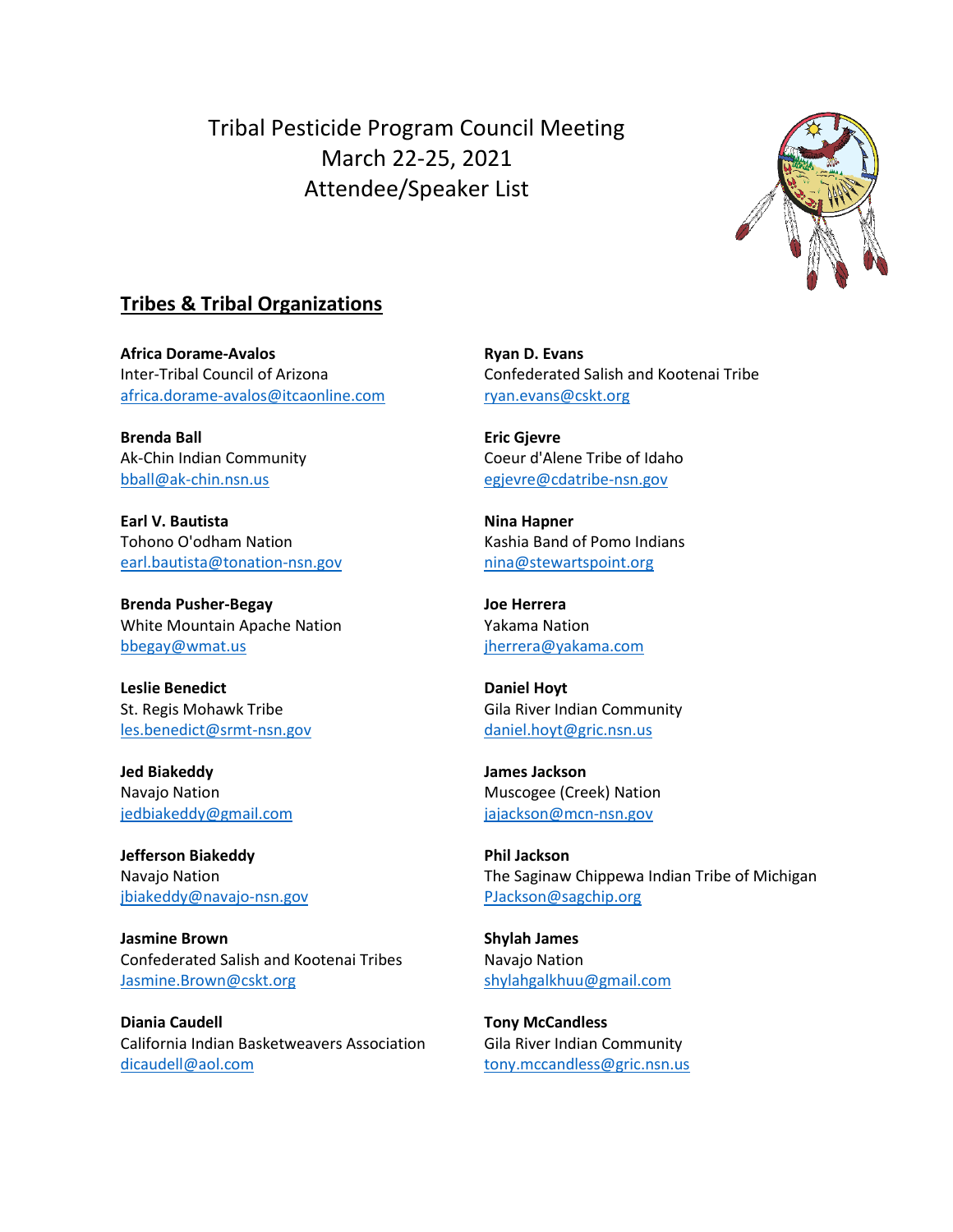# Tribal Pesticide Program Council Meeting
# March 22-25, 2021
# Attendee/Speaker List

## Tribes & Tribal Organizations

**Africa Dorame-Avalos**
Inter-Tribal Council of Arizona
africa.dorame-avalos@itcaonline.com

**Brenda Ball**
Ak-Chin Indian Community
bball@ak-chin.nsn.us

**Earl V. Bautista**
Tohono O'odham Nation
earl.bautista@tonation-nsn.gov

**Brenda Pusher-Begay**
White Mountain Apache Nation
bbegay@wmat.us

**Leslie Benedict**
St. Regis Mohawk Tribe
les.benedict@srmt-nsn.gov

**Jed Biakeddy**
Navajo Nation
jedbiakeddy@gmail.com

**Jefferson Biakeddy**
Navajo Nation
jbiakeddy@navajo-nsn.gov

**Jasmine Brown**
Confederated Salish and Kootenai Tribes
Jasmine.Brown@cskt.org

**Diania Caudell**
California Indian Basketweavers Association
dicaudell@aol.com

**Ryan D. Evans**
Confederated Salish and Kootenai Tribe
ryan.evans@cskt.org

**Eric Gjevre**
Coeur d'Alene Tribe of Idaho
egjevre@cdatribe-nsn.gov

**Nina Hapner**
Kashia Band of Pomo Indians
nina@stewartspoint.org

**Joe Herrera**
Yakama Nation
jherrera@yakama.com

**Daniel Hoyt**
Gila River Indian Community
daniel.hoyt@gric.nsn.us

**James Jackson**
Muscogee (Creek) Nation
jajackson@mcn-nsn.gov

**Phil Jackson**
The Saginaw Chippewa Indian Tribe of Michigan
PJackson@sagchip.org

**Shylah James**
Navajo Nation
shylahgalkhuu@gmail.com

**Tony McCandless**
Gila River Indian Community
tony.mccandless@gric.nsn.us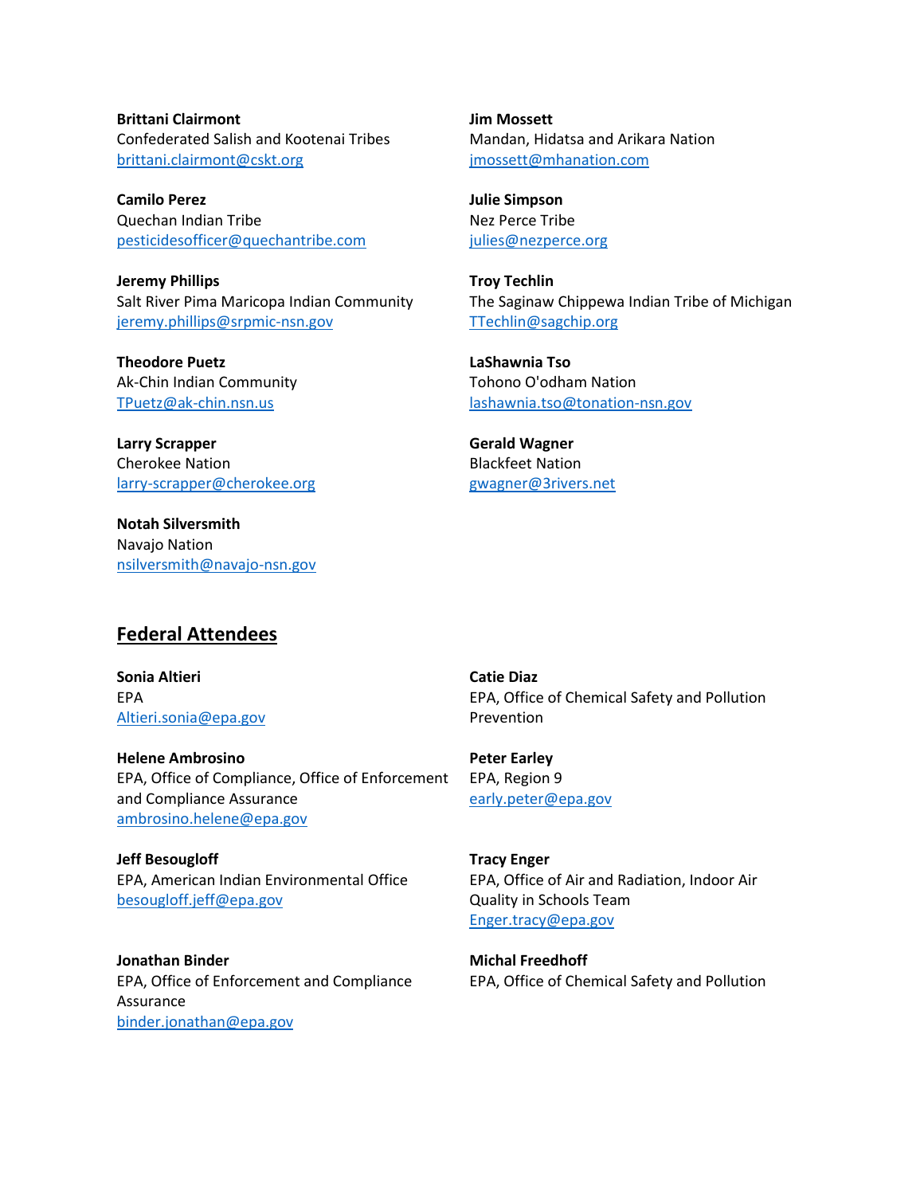**Brittani Clairmont**
Confederated Salish and Kootenai Tribes
brittani.clairmont@cskt.org

**Camilo Perez**
Quechan Indian Tribe
pesticidesofficer@quechantribe.com

**Jeremy Phillips**
Salt River Pima Maricopa Indian Community
jeremy.phillips@srpmic-nsn.gov

**Theodore Puetz**
Ak-Chin Indian Community
TPuetz@ak-chin.nsn.us

**Larry Scrapper**
Cherokee Nation
larry-scrapper@cherokee.org

**Notah Silversmith**
Navajo Nation
nsilversmith@navajo-nsn.gov

**Jim Mossett**
Mandan, Hidatsa and Arikara Nation
jmossett@mhanation.com

**Julie Simpson**
Nez Perce Tribe
julies@nezperce.org

**Troy Techlin**
The Saginaw Chippewa Indian Tribe of Michigan
TTechlin@sagchip.org

**LaShawnia Tso**
Tohono O'odham Nation
lashawnia.tso@tonation-nsn.gov

**Gerald Wagner**
Blackfeet Nation
gwagner@3rivers.net

## Federal Attendees

**Sonia Altieri**
EPA
Altieri.sonia@epa.gov

**Helene Ambrosino**
EPA, Office of Compliance, Office of Enforcement and Compliance Assurance
ambrosino.helene@epa.gov

**Jeff Besougloff**
EPA, American Indian Environmental Office
besougloff.jeff@epa.gov

**Jonathan Binder**
EPA, Office of Enforcement and Compliance Assurance
binder.jonathan@epa.gov

**Catie Diaz**
EPA, Office of Chemical Safety and Pollution Prevention

**Peter Earley**
EPA, Region 9
early.peter@epa.gov

**Tracy Enger**
EPA, Office of Air and Radiation, Indoor Air Quality in Schools Team
Enger.tracy@epa.gov

**Michal Freedhoff**
EPA, Office of Chemical Safety and Pollution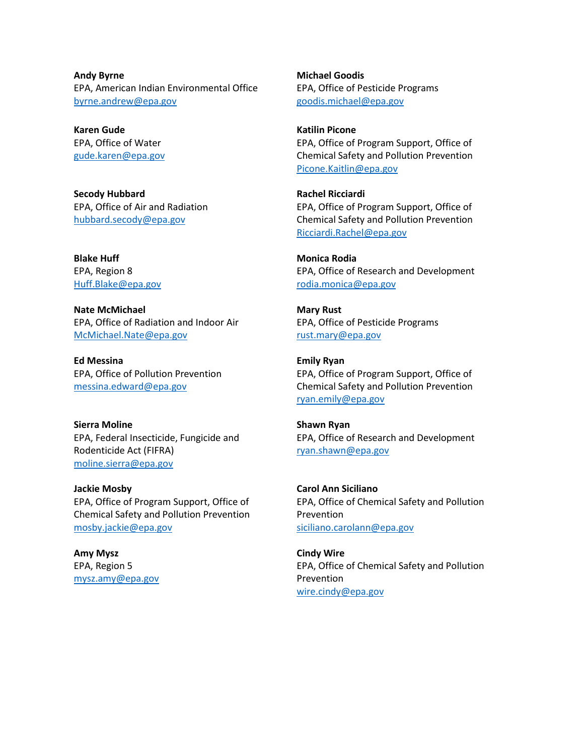**Andy Byrne**
EPA, American Indian Environmental Office
byrne.andrew@epa.gov

**Karen Gude**
EPA, Office of Water
gude.karen@epa.gov

**Secody Hubbard**
EPA, Office of Air and Radiation
hubbard.secody@epa.gov

**Blake Huff**
EPA, Region 8
Huff.Blake@epa.gov

**Nate McMichael**
EPA, Office of Radiation and Indoor Air
McMichael.Nate@epa.gov

**Ed Messina**
EPA, Office of Pollution Prevention
messina.edward@epa.gov

**Sierra Moline**
EPA, Federal Insecticide, Fungicide and Rodenticide Act (FIFRA)
moline.sierra@epa.gov

**Jackie Mosby**
EPA, Office of Program Support, Office of Chemical Safety and Pollution Prevention
mosby.jackie@epa.gov

**Amy Mysz**
EPA, Region 5
mysz.amy@epa.gov

**Michael Goodis**
EPA, Office of Pesticide Programs
goodis.michael@epa.gov

**Katilin Picone**
EPA, Office of Program Support, Office of Chemical Safety and Pollution Prevention
Picone.Kaitlin@epa.gov

**Rachel Ricciardi**
EPA, Office of Program Support, Office of Chemical Safety and Pollution Prevention
Ricciardi.Rachel@epa.gov

**Monica Rodia**
EPA, Office of Research and Development
rodia.monica@epa.gov

**Mary Rust**
EPA, Office of Pesticide Programs
rust.mary@epa.gov

**Emily Ryan**
EPA, Office of Program Support, Office of Chemical Safety and Pollution Prevention
ryan.emily@epa.gov

**Shawn Ryan**
EPA, Office of Research and Development
ryan.shawn@epa.gov

**Carol Ann Siciliano**
EPA, Office of Chemical Safety and Pollution Prevention
siciliano.carolann@epa.gov

**Cindy Wire**
EPA, Office of Chemical Safety and Pollution Prevention
wire.cindy@epa.gov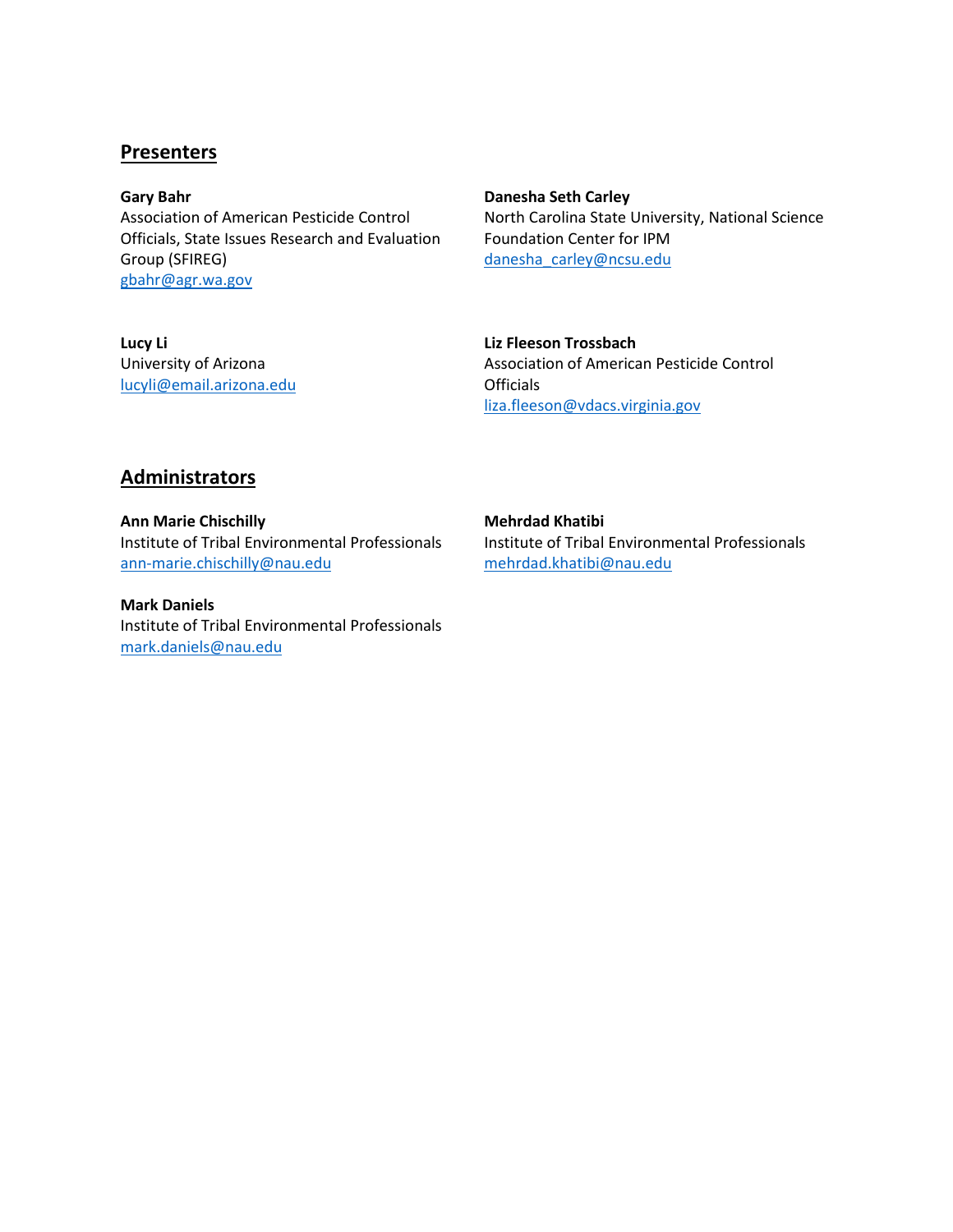## Presenters

**Gary Bahr**
Association of American Pesticide Control Officials, State Issues Research and Evaluation Group (SFIREG)
gbahr@agr.wa.gov

**Danesha Seth Carley**
North Carolina State University, National Science Foundation Center for IPM
danesha_carley@ncsu.edu

**Lucy Li**
University of Arizona
lucyli@email.arizona.edu

**Liz Fleeson Trossbach**
Association of American Pesticide Control Officials
liza.fleeson@vdacs.virginia.gov

## Administrators

**Ann Marie Chischilly**
Institute of Tribal Environmental Professionals
ann-marie.chischilly@nau.edu

**Mehrdad Khatibi**
Institute of Tribal Environmental Professionals
mehrdad.khatibi@nau.edu

**Mark Daniels**
Institute of Tribal Environmental Professionals
mark.daniels@nau.edu